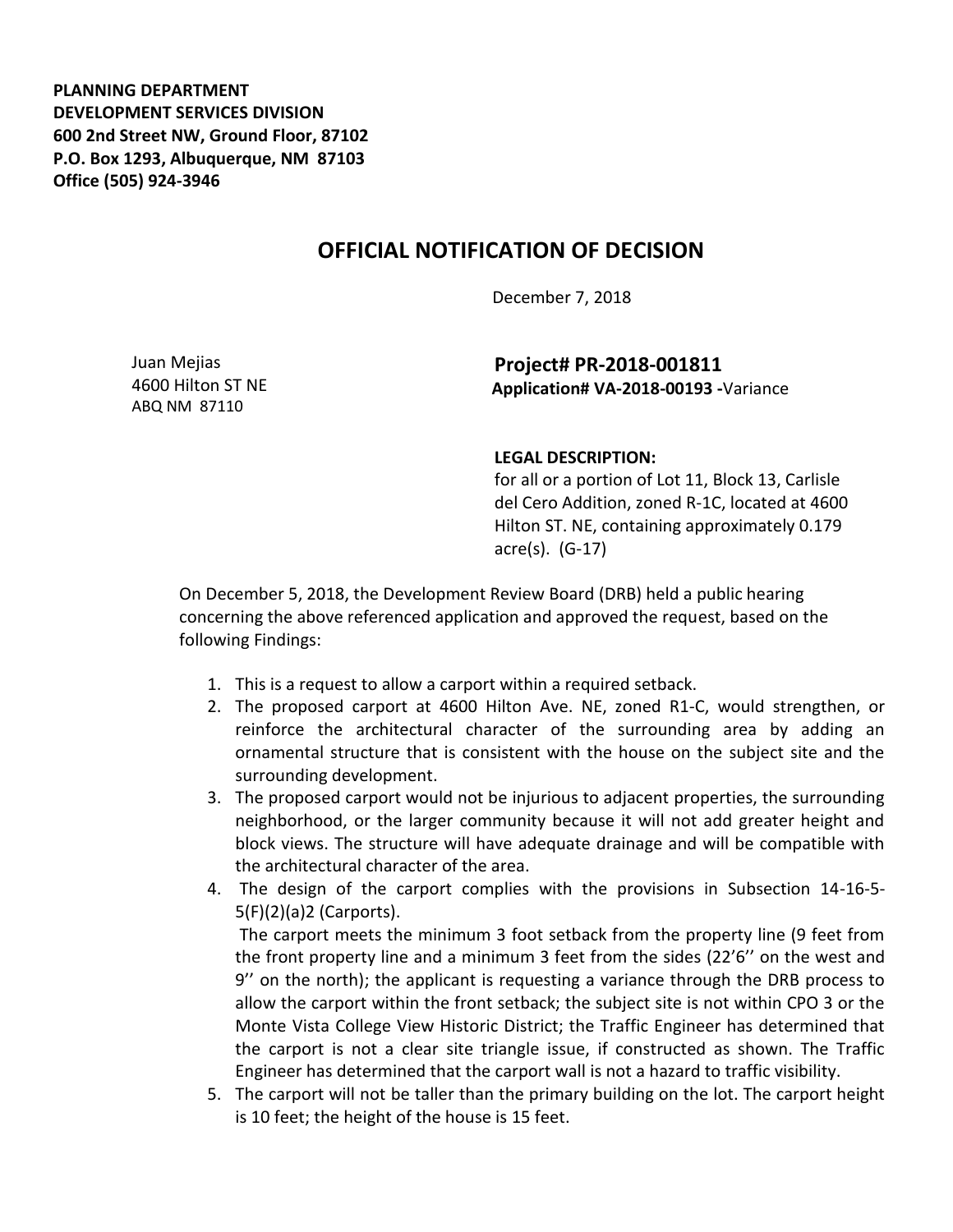**PLANNING DEPARTMENT**
**DEVELOPMENT SERVICES DIVISION**
**600 2nd Street NW, Ground Floor, 87102**
**P.O. Box 1293, Albuquerque, NM 87103**
**Office (505) 924-3946**

# OFFICIAL NOTIFICATION OF DECISION

December 7, 2018

Juan Mejias
4600 Hilton ST NE
ABQ NM 87110

**Project# PR-2018-001811**
**Application# VA-2018-00193 -**Variance

**LEGAL DESCRIPTION:**
for all or a portion of Lot 11, Block 13, Carlisle del Cero Addition, zoned R-1C, located at 4600 Hilton ST. NE, containing approximately 0.179 acre(s). (G-17)

On December 5, 2018, the Development Review Board (DRB) held a public hearing concerning the above referenced application and approved the request, based on the following Findings:

1. This is a request to allow a carport within a required setback.
2. The proposed carport at 4600 Hilton Ave. NE, zoned R1-C, would strengthen, or reinforce the architectural character of the surrounding area by adding an ornamental structure that is consistent with the house on the subject site and the surrounding development.
3. The proposed carport would not be injurious to adjacent properties, the surrounding neighborhood, or the larger community because it will not add greater height and block views. The structure will have adequate drainage and will be compatible with the architectural character of the area.
4. The design of the carport complies with the provisions in Subsection 14-16-5-5(F)(2)(a)2 (Carports).
   The carport meets the minimum 3 foot setback from the property line (9 feet from the front property line and a minimum 3 feet from the sides (22'6'' on the west and 9'' on the north); the applicant is requesting a variance through the DRB process to allow the carport within the front setback; the subject site is not within CPO 3 or the Monte Vista College View Historic District; the Traffic Engineer has determined that the carport is not a clear site triangle issue, if constructed as shown. The Traffic Engineer has determined that the carport wall is not a hazard to traffic visibility.
5. The carport will not be taller than the primary building on the lot. The carport height is 10 feet; the height of the house is 15 feet.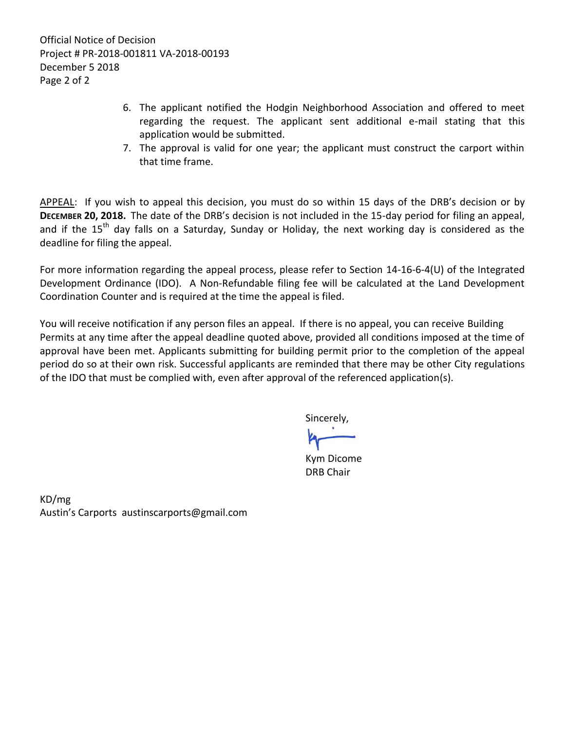6. The applicant notified the Hodgin Neighborhood Association and offered to meet regarding the request. The applicant sent additional e-mail stating that this application would be submitted.
7. The approval is valid for one year; the applicant must construct the carport within that time frame.

APPEAL: If you wish to appeal this decision, you must do so within 15 days of the DRB's decision or by **DECEMBER 20, 2018.** The date of the DRB's decision is not included in the 15-day period for filing an appeal, and if the 15th day falls on a Saturday, Sunday or Holiday, the next working day is considered as the deadline for filing the appeal.

For more information regarding the appeal process, please refer to Section 14-16-6-4(U) of the Integrated Development Ordinance (IDO). A Non-Refundable filing fee will be calculated at the Land Development Coordination Counter and is required at the time the appeal is filed.

You will receive notification if any person files an appeal. If there is no appeal, you can receive Building Permits at any time after the appeal deadline quoted above, provided all conditions imposed at the time of approval have been met. Applicants submitting for building permit prior to the completion of the appeal period do so at their own risk. Successful applicants are reminded that there may be other City regulations of the IDO that must be complied with, even after approval of the referenced application(s).

Sincerely,

Kym Dicome
DRB Chair

KD/mg
Austin's Carports austinscarports@gmail.com